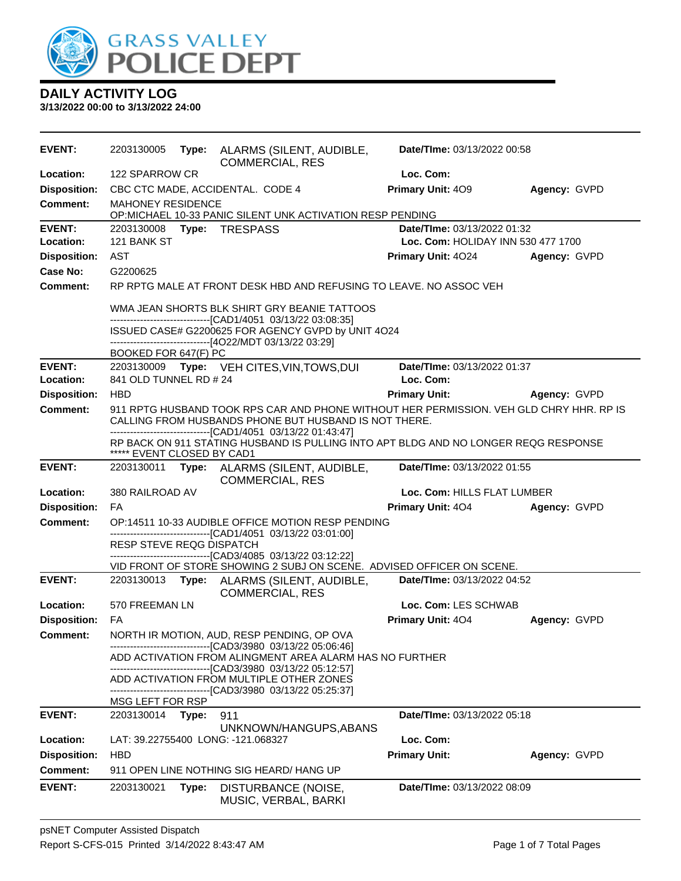# GRASS VALLEY POLICE DEPT

## DAILY ACTIVITY LOG

**3/13/2022 00:00 to 3/13/2022 24:00**

---

**EVENT:** 2203130005 **Type:** ALARMS (SILENT, AUDIBLE, COMMERCIAL, RES **Date/TIme:** 03/13/2022 00:58
**Location:** 122 SPARROW CR **Loc. Com:**
**Disposition:** CBC CTC MADE, ACCIDENTAL. CODE 4 **Primary Unit:** 4O9 **Agency:** GVPD
**Comment:** MAHONEY RESIDENCE
OP:MICHAEL 10-33 PANIC SILENT UNK ACTIVATION RESP PENDING

---

**EVENT:** 2203130008 **Type:** TRESPASS **Date/TIme:** 03/13/2022 01:32
**Location:** 121 BANK ST **Loc. Com:** HOLIDAY INN 530 477 1700
**Disposition:** AST **Primary Unit:** 4O24 **Agency:** GVPD
**Case No:** G2200625
**Comment:** RP RPTG MALE AT FRONT DESK HBD AND REFUSING TO LEAVE. NO ASSOC VEH

WMA JEAN SHORTS BLK SHIRT GRY BEANIE TATTOOS
------------------------------[CAD1/4051 03/13/22 03:08:35]
ISSUED CASE# G2200625 FOR AGENCY GVPD by UNIT 4O24
------------------------------[4O22/MDT 03/13/22 03:29]
BOOKED FOR 647(F) PC

---

**EVENT:** 2203130009 **Type:** VEH CITES,VIN,TOWS,DUI **Date/TIme:** 03/13/2022 01:37
**Location:** 841 OLD TUNNEL RD # 24 **Loc. Com:**
**Disposition:** HBD **Primary Unit:** **Agency:** GVPD
**Comment:** 911 RPTG HUSBAND TOOK RPS CAR AND PHONE WITHOUT HER PERMISSION. VEH GLD CHRY HHR. RP IS CALLING FROM HUSBANDS PHONE BUT HUSBAND IS NOT THERE.
------------------------------[CAD1/4051 03/13/22 01:43:47]
RP BACK ON 911 STATING HUSBAND IS PULLING INTO APT BLDG AND NO LONGER REQG RESPONSE
***** EVENT CLOSED BY CAD1

---

**EVENT:** 2203130011 **Type:** ALARMS (SILENT, AUDIBLE, COMMERCIAL, RES **Date/TIme:** 03/13/2022 01:55
**Location:** 380 RAILROAD AV **Loc. Com:** HILLS FLAT LUMBER
**Disposition:** FA **Primary Unit:** 4O4 **Agency:** GVPD
**Comment:** OP:14511 10-33 AUDIBLE OFFICE MOTION RESP PENDING
------------------------------[CAD1/4051 03/13/22 03:01:00]
RESP STEVE REQG DISPATCH
------------------------------[CAD3/4085 03/13/22 03:12:22]
VID FRONT OF STORE SHOWING 2 SUBJ ON SCENE. ADVISED OFFICER ON SCENE.

---

**EVENT:** 2203130013 **Type:** ALARMS (SILENT, AUDIBLE, COMMERCIAL, RES **Date/TIme:** 03/13/2022 04:52
**Location:** 570 FREEMAN LN **Loc. Com:** LES SCHWAB
**Disposition:** FA **Primary Unit:** 4O4 **Agency:** GVPD
**Comment:** NORTH IR MOTION, AUD, RESP PENDING, OP OVA
------------------------------[CAD3/3980 03/13/22 05:06:46]
ADD ACTIVATION FROM ALINGMENT AREA ALARM HAS NO FURTHER
------------------------------[CAD3/3980 03/13/22 05:12:57]
ADD ACTIVATION FROM MULTIPLE OTHER ZONES
------------------------------[CAD3/3980 03/13/22 05:25:37]
MSG LEFT FOR RSP

---

**EVENT:** 2203130014 **Type:** 911 UNKNOWN/HANGUPS,ABANS **Date/TIme:** 03/13/2022 05:18
**Location:** LAT: 39.22755400 LONG: -121.068327 **Loc. Com:**
**Disposition:** HBD **Primary Unit:** **Agency:** GVPD
**Comment:** 911 OPEN LINE NOTHING SIG HEARD/ HANG UP

---

**EVENT:** 2203130021 **Type:** DISTURBANCE (NOISE, MUSIC, VERBAL, BARKI **Date/TIme:** 03/13/2022 08:09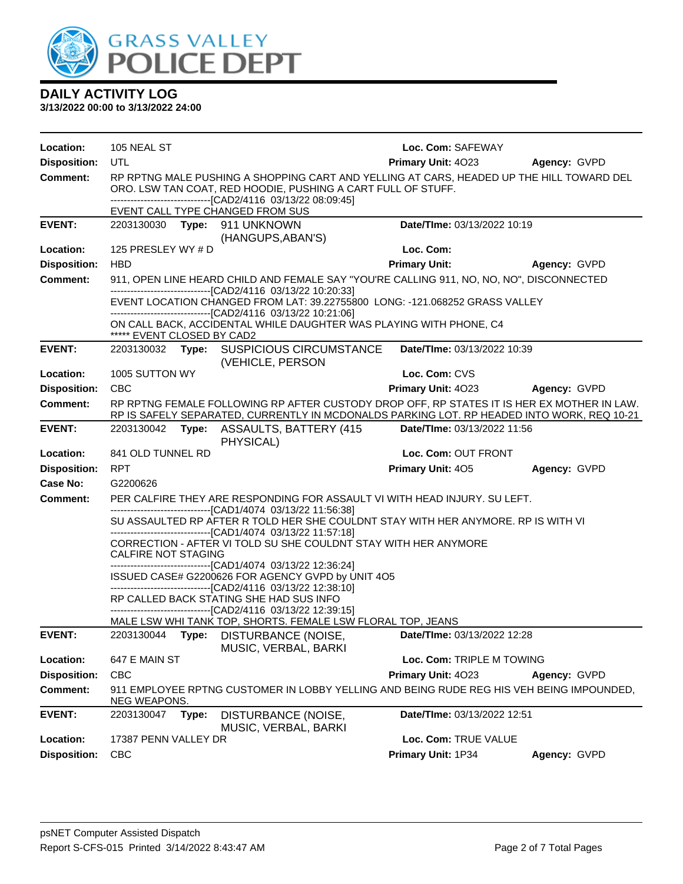# GRASS VALLEY POLICE DEPT

## DAILY ACTIVITY LOG

**3/13/2022 00:00 to 3/13/2022 24:00**

**Location:** 105 NEAL ST | **Loc. Com:** SAFEWAY
**Disposition:** UTL | **Primary Unit:** 4O23 | **Agency:** GVPD
**Comment:** RP RPTNG MALE PUSHING A SHOPPING CART AND YELLING AT CARS, HEADED UP THE HILL TOWARD DEL ORO. LSW TAN COAT, RED HOODIE, PUSHING A CART FULL OF STUFF.
------------------------------[CAD2/4116 03/13/22 08:09:45]
EVENT CALL TYPE CHANGED FROM SUS

---

**EVENT:** 2203130030 **Type:** 911 UNKNOWN (HANGUPS,ABAN'S) | **Date/TIme:** 03/13/2022 10:19
**Location:** 125 PRESLEY WY # D | **Loc. Com:**
**Disposition:** HBD | **Primary Unit:** | **Agency:** GVPD
**Comment:** 911, OPEN LINE HEARD CHILD AND FEMALE SAY "YOU'RE CALLING 911, NO, NO, NO", DISCONNECTED
------------------------------[CAD2/4116 03/13/22 10:20:33]
EVENT LOCATION CHANGED FROM LAT: 39.22755800 LONG: -121.068252 GRASS VALLEY
------------------------------[CAD2/4116 03/13/22 10:21:06]
ON CALL BACK, ACCIDENTAL WHILE DAUGHTER WAS PLAYING WITH PHONE, C4
***** EVENT CLOSED BY CAD2

---

**EVENT:** 2203130032 **Type:** SUSPICIOUS CIRCUMSTANCE (VEHICLE, PERSON | **Date/TIme:** 03/13/2022 10:39
**Location:** 1005 SUTTON WY | **Loc. Com:** CVS
**Disposition:** CBC | **Primary Unit:** 4O23 | **Agency:** GVPD
**Comment:** RP RPTNG FEMALE FOLLOWING RP AFTER CUSTODY DROP OFF, RP STATES IT IS HER EX MOTHER IN LAW. RP IS SAFELY SEPARATED, CURRENTLY IN MCDONALDS PARKING LOT. RP HEADED INTO WORK, REQ 10-21

---

**EVENT:** 2203130042 **Type:** ASSAULTS, BATTERY (415 PHYSICAL) | **Date/TIme:** 03/13/2022 11:56
**Location:** 841 OLD TUNNEL RD | **Loc. Com:** OUT FRONT
**Disposition:** RPT | **Primary Unit:** 4O5 | **Agency:** GVPD
**Case No:** G2200626
**Comment:** PER CALFIRE THEY ARE RESPONDING FOR ASSAULT VI WITH HEAD INJURY. SU LEFT.
------------------------------[CAD1/4074 03/13/22 11:56:38]
SU ASSAULTED RP AFTER R TOLD HER SHE COULDNT STAY WITH HER ANYMORE. RP IS WITH VI
------------------------------[CAD1/4074 03/13/22 11:57:18]
CORRECTION - AFTER VI TOLD SU SHE COULDNT STAY WITH HER ANYMORE
CALFIRE NOT STAGING
------------------------------[CAD1/4074 03/13/22 12:36:24]
ISSUED CASE# G2200626 FOR AGENCY GVPD by UNIT 4O5
------------------------------[CAD2/4116 03/13/22 12:38:10]
RP CALLED BACK STATING SHE HAD SUS INFO
------------------------------[CAD2/4116 03/13/22 12:39:15]
MALE LSW WHI TANK TOP, SHORTS. FEMALE LSW FLORAL TOP, JEANS

---

**EVENT:** 2203130044 **Type:** DISTURBANCE (NOISE, MUSIC, VERBAL, BARKI | **Date/TIme:** 03/13/2022 12:28
**Location:** 647 E MAIN ST | **Loc. Com:** TRIPLE M TOWING
**Disposition:** CBC | **Primary Unit:** 4O23 | **Agency:** GVPD
**Comment:** 911 EMPLOYEE RPTNG CUSTOMER IN LOBBY YELLING AND BEING RUDE REG HIS VEH BEING IMPOUNDED, NEG WEAPONS.

---

**EVENT:** 2203130047 **Type:** DISTURBANCE (NOISE, MUSIC, VERBAL, BARKI | **Date/TIme:** 03/13/2022 12:51
**Location:** 17387 PENN VALLEY DR | **Loc. Com:** TRUE VALUE
**Disposition:** CBC | **Primary Unit:** 1P34 | **Agency:** GVPD

psNET Computer Assisted Dispatch
Report S-CFS-015 Printed 3/14/2022 8:43:47 AM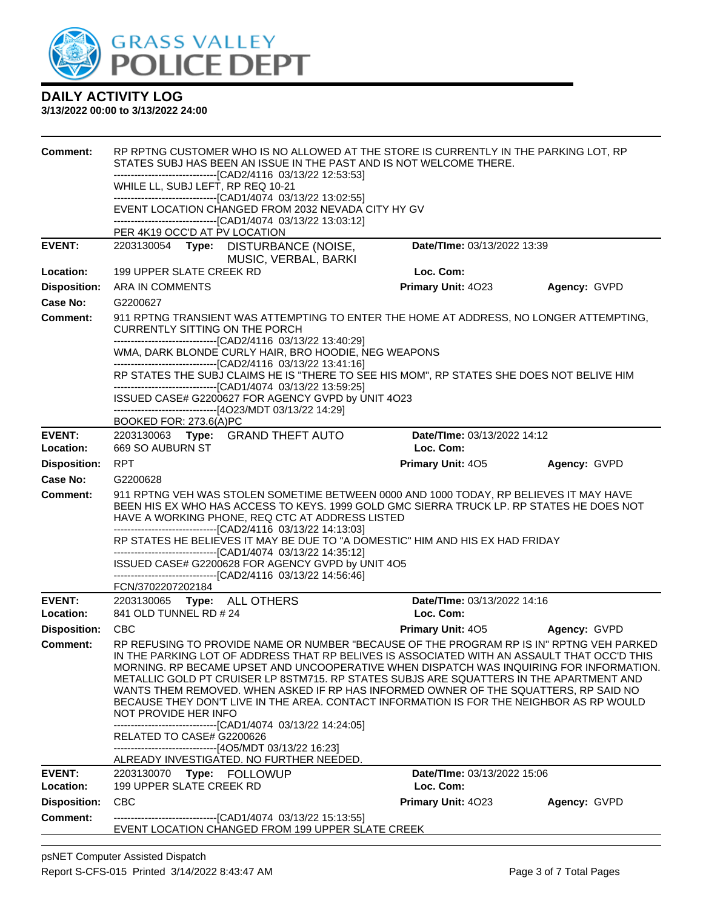**Comment:** RP RPTNG CUSTOMER WHO IS NO ALLOWED AT THE STORE IS CURRENTLY IN THE PARKING LOT, RP STATES SUBJ HAS BEEN AN ISSUE IN THE PAST AND IS NOT WELCOME THERE.
------------------------------[CAD2/4116 03/13/22 12:53:53]
WHILE LL, SUBJ LEFT, RP REQ 10-21
------------------------------[CAD1/4074 03/13/22 13:02:55]
EVENT LOCATION CHANGED FROM 2032 NEVADA CITY HY GV
------------------------------[CAD1/4074 03/13/22 13:03:12]
PER 4K19 OCC'D AT PV LOCATION

---

| | | | |
|---|---|---|---|
| **EVENT:** | 2203130054 **Type:** DISTURBANCE (NOISE, MUSIC, VERBAL, BARKI | **Date/TIme:** 03/13/2022 13:39 | |
| **Location:** | 199 UPPER SLATE CREEK RD | **Loc. Com:** | |
| **Disposition:** | ARA IN COMMENTS | **Primary Unit:** 4O23 | **Agency:** GVPD |
| **Case No:** | G2200627 | | |

**Comment:** 911 RPTNG TRANSIENT WAS ATTEMPTING TO ENTER THE HOME AT ADDRESS, NO LONGER ATTEMPTING, CURRENTLY SITTING ON THE PORCH
------------------------------[CAD2/4116 03/13/22 13:40:29]
WMA, DARK BLONDE CURLY HAIR, BRO HOODIE, NEG WEAPONS
------------------------------[CAD2/4116 03/13/22 13:41:16]
RP STATES THE SUBJ CLAIMS HE IS "THERE TO SEE HIS MOM", RP STATES SHE DOES NOT BELIVE HIM
------------------------------[CAD1/4074 03/13/22 13:59:25]
ISSUED CASE# G2200627 FOR AGENCY GVPD by UNIT 4O23
------------------------------[4O23/MDT 03/13/22 14:29]
BOOKED FOR: 273.6(A)PC

---

| | | | |
|---|---|---|---|
| **EVENT:** | 2203130063 **Type:** GRAND THEFT AUTO | **Date/TIme:** 03/13/2022 14:12 | |
| **Location:** | 669 SO AUBURN ST | **Loc. Com:** | |
| **Disposition:** | RPT | **Primary Unit:** 4O5 | **Agency:** GVPD |
| **Case No:** | G2200628 | | |

**Comment:** 911 RPTNG VEH WAS STOLEN SOMETIME BETWEEN 0000 AND 1000 TODAY, RP BELIEVES IT MAY HAVE BEEN HIS EX WHO HAS ACCESS TO KEYS. 1999 GOLD GMC SIERRA TRUCK LP. RP STATES HE DOES NOT HAVE A WORKING PHONE, REQ CTC AT ADDRESS LISTED
------------------------------[CAD2/4116 03/13/22 14:13:03]
RP STATES HE BELIEVES IT MAY BE DUE TO "A DOMESTIC" HIM AND HIS EX HAD FRIDAY
------------------------------[CAD1/4074 03/13/22 14:35:12]
ISSUED CASE# G2200628 FOR AGENCY GVPD by UNIT 4O5
------------------------------[CAD2/4116 03/13/22 14:56:46]
FCN/3702207202184

---

| | | | |
|---|---|---|---|
| **EVENT:** | 2203130065 **Type:** ALL OTHERS | **Date/TIme:** 03/13/2022 14:16 | |
| **Location:** | 841 OLD TUNNEL RD # 24 | **Loc. Com:** | |
| **Disposition:** | CBC | **Primary Unit:** 4O5 | **Agency:** GVPD |

**Comment:** RP REFUSING TO PROVIDE NAME OR NUMBER "BECAUSE OF THE PROGRAM RP IS IN" RPTNG VEH PARKED IN THE PARKING LOT OF ADDRESS THAT RP BELIVES IS ASSOCIATED WITH AN ASSAULT THAT OCC'D THIS MORNING. RP BECAME UPSET AND UNCOOPERATIVE WHEN DISPATCH WAS INQUIRING FOR INFORMATION. METALLIC GOLD PT CRUISER LP 8STM715. RP STATES SUBJS ARE SQUATTERS IN THE APARTMENT AND WANTS THEM REMOVED. WHEN ASKED IF RP HAS INFORMED OWNER OF THE SQUATTERS, RP SAID NO BECAUSE THEY DON'T LIVE IN THE AREA. CONTACT INFORMATION IS FOR THE NEIGHBOR AS RP WOULD NOT PROVIDE HER INFO
------------------------------[CAD1/4074 03/13/22 14:24:05]
RELATED TO CASE# G2200626
------------------------------[4O5/MDT 03/13/22 16:23]
ALREADY INVESTIGATED. NO FURTHER NEEDED.

---

| | | | |
|---|---|---|---|
| **EVENT:** | 2203130070 **Type:** FOLLOWUP | **Date/TIme:** 03/13/2022 15:06 | |
| **Location:** | 199 UPPER SLATE CREEK RD | **Loc. Com:** | |
| **Disposition:** | CBC | **Primary Unit:** 4O23 | **Agency:** GVPD |

**Comment:** ------------------------------[CAD1/4074 03/13/22 15:13:55]
EVENT LOCATION CHANGED FROM 199 UPPER SLATE CREEK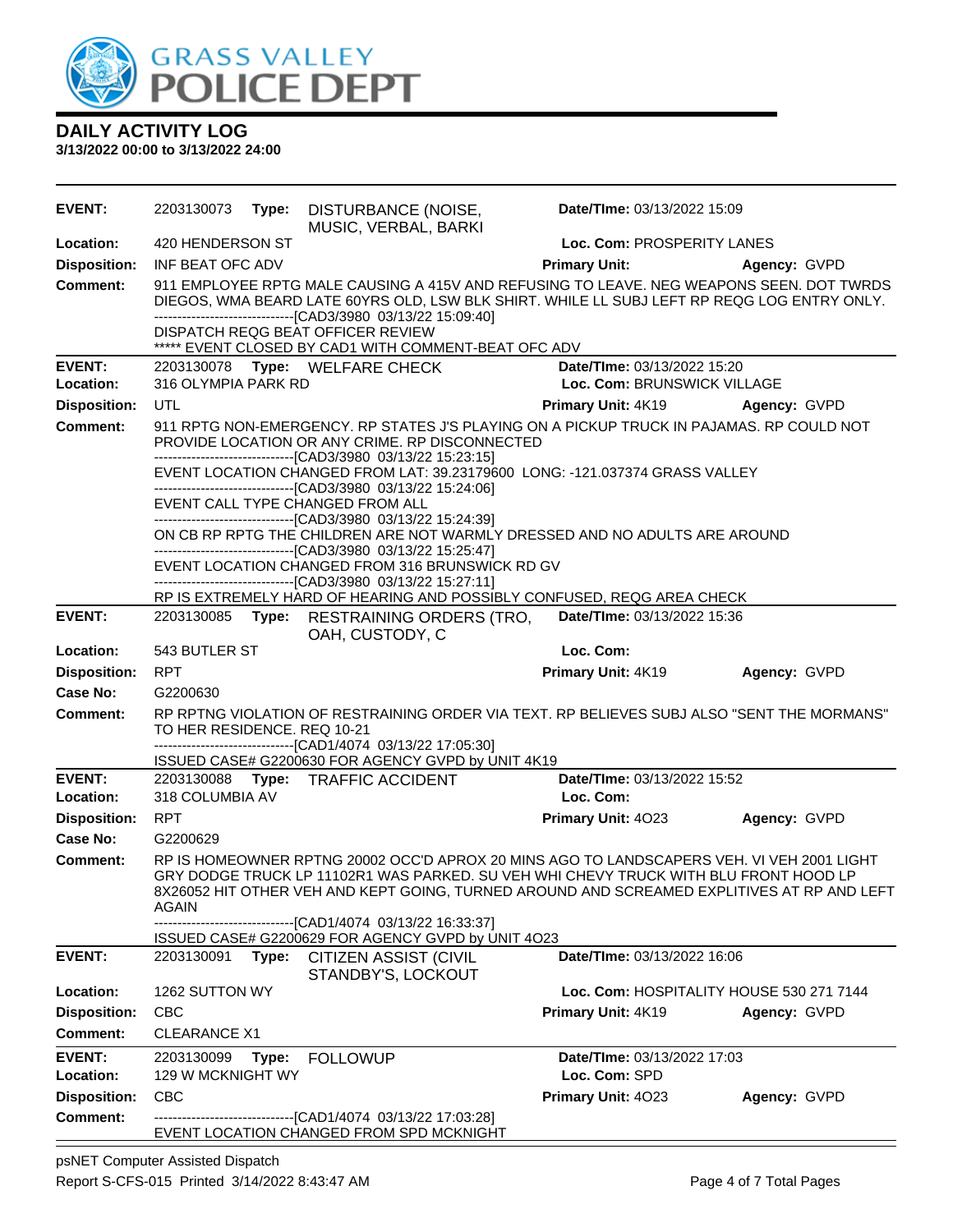# DAILY ACTIVITY LOG

**3/13/2022 00:00 to 3/13/2022 24:00**

| | | | | |
|---|---|---|---|---|
| **EVENT:** | 2203130073 **Type:** DISTURBANCE (NOISE, MUSIC, VERBAL, BARKI | **Date/TIme:** 03/13/2022 15:09 | | |
| **Location:** | 420 HENDERSON ST | **Loc. Com:** PROSPERITY LANES | | |
| **Disposition:** | INF BEAT OFC ADV | **Primary Unit:** | **Agency:** GVPD | |
| **Comment:** | 911 EMPLOYEE RPTG MALE CAUSING A 415V AND REFUSING TO LEAVE. NEG WEAPONS SEEN. DOT TWRDS DIEGOS, WMA BEARD LATE 60YRS OLD, LSW BLK SHIRT. WHILE LL SUBJ LEFT RP REQG LOG ENTRY ONLY.<br>------------------------------[CAD3/3980 03/13/22 15:09:40]<br>DISPATCH REQG BEAT OFFICER REVIEW<br>***** EVENT CLOSED BY CAD1 WITH COMMENT-BEAT OFC ADV | | | |

| | | | | |
|---|---|---|---|---|
| **EVENT:** | 2203130078 **Type:** WELFARE CHECK | **Date/TIme:** 03/13/2022 15:20 | | |
| **Location:** | 316 OLYMPIA PARK RD | **Loc. Com:** BRUNSWICK VILLAGE | | |
| **Disposition:** | UTL | **Primary Unit:** 4K19 | **Agency:** GVPD | |
| **Comment:** | 911 RPTG NON-EMERGENCY. RP STATES J'S PLAYING ON A PICKUP TRUCK IN PAJAMAS. RP COULD NOT PROVIDE LOCATION OR ANY CRIME. RP DISCONNECTED<br>------------------------------[CAD3/3980 03/13/22 15:23:15]<br>EVENT LOCATION CHANGED FROM LAT: 39.23179600 LONG: -121.037374 GRASS VALLEY<br>------------------------------[CAD3/3980 03/13/22 15:24:06]<br>EVENT CALL TYPE CHANGED FROM ALL<br>------------------------------[CAD3/3980 03/13/22 15:24:39]<br>ON CB RP RPTG THE CHILDREN ARE NOT WARMLY DRESSED AND NO ADULTS ARE AROUND<br>------------------------------[CAD3/3980 03/13/22 15:25:47]<br>EVENT LOCATION CHANGED FROM 316 BRUNSWICK RD GV<br>------------------------------[CAD3/3980 03/13/22 15:27:11]<br>RP IS EXTREMELY HARD OF HEARING AND POSSIBLY CONFUSED, REQG AREA CHECK | | | |

| | | | | |
|---|---|---|---|---|
| **EVENT:** | 2203130085 **Type:** RESTRAINING ORDERS (TRO, OAH, CUSTODY, C | **Date/TIme:** 03/13/2022 15:36 | | |
| **Location:** | 543 BUTLER ST | **Loc. Com:** | | |
| **Disposition:** | RPT | **Primary Unit:** 4K19 | **Agency:** GVPD | |
| **Case No:** | G2200630 | | | |
| **Comment:** | RP RPTNG VIOLATION OF RESTRAINING ORDER VIA TEXT. RP BELIEVES SUBJ ALSO "SENT THE MORMANS" TO HER RESIDENCE. REQ 10-21<br>------------------------------[CAD1/4074 03/13/22 17:05:30]<br>ISSUED CASE# G2200630 FOR AGENCY GVPD by UNIT 4K19 | | | |

| | | | | |
|---|---|---|---|---|
| **EVENT:** | 2203130088 **Type:** TRAFFIC ACCIDENT | **Date/TIme:** 03/13/2022 15:52 | | |
| **Location:** | 318 COLUMBIA AV | **Loc. Com:** | | |
| **Disposition:** | RPT | **Primary Unit:** 4O23 | **Agency:** GVPD | |
| **Case No:** | G2200629 | | | |
| **Comment:** | RP IS HOMEOWNER RPTNG 20002 OCC'D APROX 20 MINS AGO TO LANDSCAPERS VEH. VI VEH 2001 LIGHT GRY DODGE TRUCK LP 11102R1 WAS PARKED. SU VEH WHI CHEVY TRUCK WITH BLU FRONT HOOD LP 8X26052 HIT OTHER VEH AND KEPT GOING, TURNED AROUND AND SCREAMED EXPLITIVES AT RP AND LEFT AGAIN<br>------------------------------[CAD1/4074 03/13/22 16:33:37]<br>ISSUED CASE# G2200629 FOR AGENCY GVPD by UNIT 4O23 | | | |

| | | | | |
|---|---|---|---|---|
| **EVENT:** | 2203130091 **Type:** CITIZEN ASSIST (CIVIL STANDBY'S, LOCKOUT | **Date/TIme:** 03/13/2022 16:06 | | |
| **Location:** | 1262 SUTTON WY | **Loc. Com:** HOSPITALITY HOUSE 530 271 7144 | | |
| **Disposition:** | CBC | **Primary Unit:** 4K19 | **Agency:** GVPD | |
| **Comment:** | CLEARANCE X1 | | | |

| | | | | |
|---|---|---|---|---|
| **EVENT:** | 2203130099 **Type:** FOLLOWUP | **Date/TIme:** 03/13/2022 17:03 | | |
| **Location:** | 129 W MCKNIGHT WY | **Loc. Com:** SPD | | |
| **Disposition:** | CBC | **Primary Unit:** 4O23 | **Agency:** GVPD | |
| **Comment:** | ------------------------------[CAD1/4074 03/13/22 17:03:28]<br>EVENT LOCATION CHANGED FROM SPD MCKNIGHT | | | |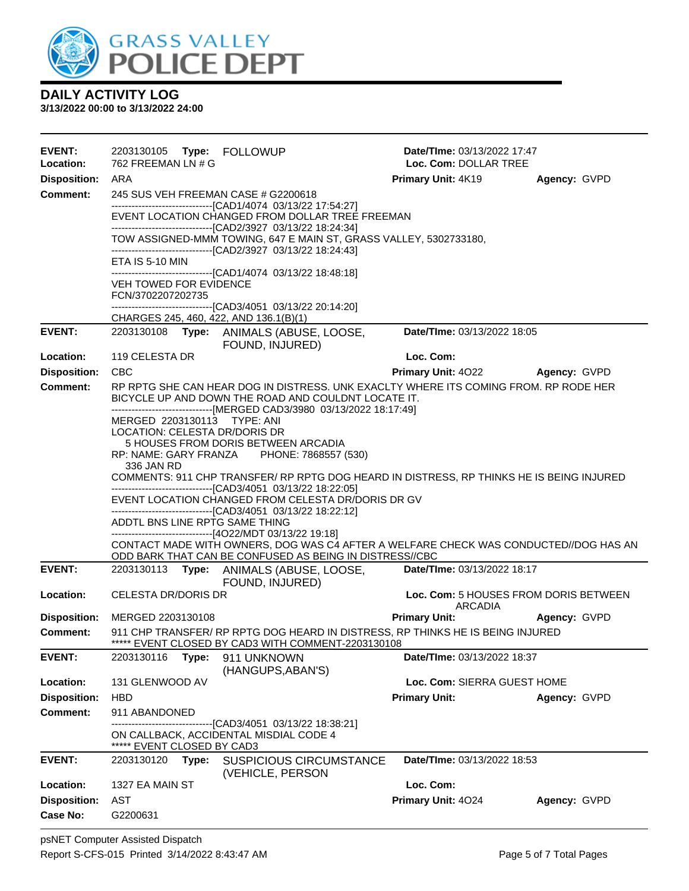# DAILY ACTIVITY LOG

**3/13/2022 00:00 to 3/13/2022 24:00**

---

**EVENT:** 2203130105 **Type:** FOLLOWUP **Date/TIme:** 03/13/2022 17:47
**Location:** 762 FREEMAN LN # G **Loc. Com:** DOLLAR TREE
**Disposition:** ARA **Primary Unit:** 4K19 **Agency:** GVPD
**Comment:** 245 SUS VEH FREEMAN CASE # G2200618

------------------------------[CAD1/4074 03/13/22 17:54:27]
EVENT LOCATION CHANGED FROM DOLLAR TREE FREEMAN
------------------------------[CAD2/3927 03/13/22 18:24:34]
TOW ASSIGNED-MMM TOWING, 647 E MAIN ST, GRASS VALLEY, 5302733180,
------------------------------[CAD2/3927 03/13/22 18:24:43]
ETA IS 5-10 MIN
------------------------------[CAD1/4074 03/13/22 18:48:18]
VEH TOWED FOR EVIDENCE
FCN/3702207202735
------------------------------[CAD3/4051 03/13/22 20:14:20]
CHARGES 245, 460, 422, AND 136.1(B)(1)

---

**EVENT:** 2203130108 **Type:** ANIMALS (ABUSE, LOOSE, FOUND, INJURED) **Date/TIme:** 03/13/2022 18:05
**Location:** 119 CELESTA DR **Loc. Com:**
**Disposition:** CBC **Primary Unit:** 4O22 **Agency:** GVPD
**Comment:** RP RPTG SHE CAN HEAR DOG IN DISTRESS. UNK EXACLTY WHERE ITS COMING FROM. RP RODE HER BICYCLE UP AND DOWN THE ROAD AND COULDNT LOCATE IT.

------------------------------[MERGED CAD3/3980 03/13/2022 18:17:49]
MERGED 2203130113 TYPE: ANI
LOCATION: CELESTA DR/DORIS DR
5 HOUSES FROM DORIS BETWEEN ARCADIA
RP: NAME: GARY FRANZA PHONE: 7868557 (530)
336 JAN RD
COMMENTS: 911 CHP TRANSFER/ RP RPTG DOG HEARD IN DISTRESS, RP THINKS HE IS BEING INJURED
------------------------------[CAD3/4051 03/13/22 18:22:05]
EVENT LOCATION CHANGED FROM CELESTA DR/DORIS DR GV
------------------------------[CAD3/4051 03/13/22 18:22:12]
ADDTL BNS LINE RPTG SAME THING
------------------------------[4O22/MDT 03/13/22 19:18]
CONTACT MADE WITH OWNERS, DOG WAS C4 AFTER A WELFARE CHECK WAS CONDUCTED//DOG HAS AN ODD BARK THAT CAN BE CONFUSED AS BEING IN DISTRESS//CBC

---

**EVENT:** 2203130113 **Type:** ANIMALS (ABUSE, LOOSE, FOUND, INJURED) **Date/TIme:** 03/13/2022 18:17
**Location:** CELESTA DR/DORIS DR **Loc. Com:** 5 HOUSES FROM DORIS BETWEEN ARCADIA
**Disposition:** MERGED 2203130108 **Primary Unit:** **Agency:** GVPD
**Comment:** 911 CHP TRANSFER/ RP RPTG DOG HEARD IN DISTRESS, RP THINKS HE IS BEING INJURED

***** EVENT CLOSED BY CAD3 WITH COMMENT-2203130108

---

**EVENT:** 2203130116 **Type:** 911 UNKNOWN (HANGUPS,ABAN'S) **Date/TIme:** 03/13/2022 18:37
**Location:** 131 GLENWOOD AV **Loc. Com:** SIERRA GUEST HOME
**Disposition:** HBD **Primary Unit:** **Agency:** GVPD
**Comment:** 911 ABANDONED

------------------------------[CAD3/4051 03/13/22 18:38:21]
ON CALLBACK, ACCIDENTAL MISDIAL CODE 4
***** EVENT CLOSED BY CAD3

---

**EVENT:** 2203130120 **Type:** SUSPICIOUS CIRCUMSTANCE (VEHICLE, PERSON **Date/TIme:** 03/13/2022 18:53
**Location:** 1327 EA MAIN ST **Loc. Com:**
**Disposition:** AST **Primary Unit:** 4O24 **Agency:** GVPD
**Case No:** G2200631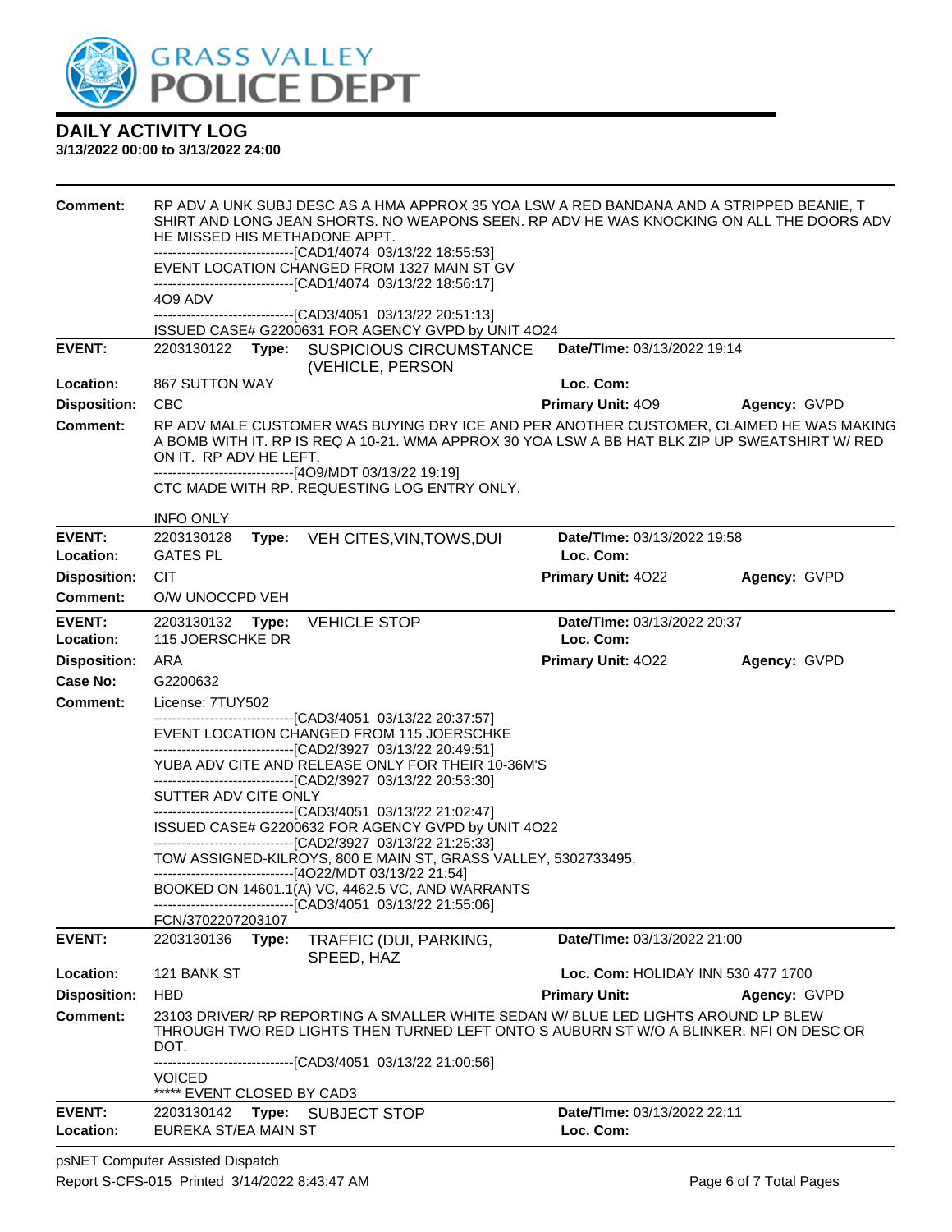# DAILY ACTIVITY LOG

**3/13/2022 00:00 to 3/13/2022 24:00**

**Comment:** RP ADV A UNK SUBJ DESC AS A HMA APPROX 35 YOA LSW A RED BANDANA AND A STRIPPED BEANIE, T SHIRT AND LONG JEAN SHORTS. NO WEAPONS SEEN. RP ADV HE WAS KNOCKING ON ALL THE DOORS ADV HE MISSED HIS METHADONE APPT.
------------------------------[CAD1/4074 03/13/22 18:55:53]
EVENT LOCATION CHANGED FROM 1327 MAIN ST GV
------------------------------[CAD1/4074 03/13/22 18:56:17]
4O9 ADV
------------------------------[CAD3/4051 03/13/22 20:51:13]
ISSUED CASE# G2200631 FOR AGENCY GVPD by UNIT 4O24

---

**EVENT:** 2203130122 **Type:** SUSPICIOUS CIRCUMSTANCE (VEHICLE, PERSON **Date/TIme:** 03/13/2022 19:14
**Location:** 867 SUTTON WAY **Loc. Com:**
**Disposition:** CBC **Primary Unit:** 4O9 **Agency:** GVPD
**Comment:** RP ADV MALE CUSTOMER WAS BUYING DRY ICE AND PER ANOTHER CUSTOMER, CLAIMED HE WAS MAKING A BOMB WITH IT. RP IS REQ A 10-21. WMA APPROX 30 YOA LSW A BB HAT BLK ZIP UP SWEATSHIRT W/ RED ON IT. RP ADV HE LEFT.
------------------------------[4O9/MDT 03/13/22 19:19]
CTC MADE WITH RP. REQUESTING LOG ENTRY ONLY.

INFO ONLY

---

**EVENT:** 2203130128 **Type:** VEH CITES,VIN,TOWS,DUI **Date/TIme:** 03/13/2022 19:58
**Location:** GATES PL **Loc. Com:**
**Disposition:** CIT **Primary Unit:** 4O22 **Agency:** GVPD
**Comment:** O/W UNOCCPD VEH

---

**EVENT:** 2203130132 **Type:** VEHICLE STOP **Date/TIme:** 03/13/2022 20:37
**Location:** 115 JOERSCHKE DR **Loc. Com:**
**Disposition:** ARA **Primary Unit:** 4O22 **Agency:** GVPD
**Case No:** G2200632
**Comment:** License: 7TUY502
------------------------------[CAD3/4051 03/13/22 20:37:57]
EVENT LOCATION CHANGED FROM 115 JOERSCHKE
------------------------------[CAD2/3927 03/13/22 20:49:51]
YUBA ADV CITE AND RELEASE ONLY FOR THEIR 10-36M'S
------------------------------[CAD2/3927 03/13/22 20:53:30]
SUTTER ADV CITE ONLY
------------------------------[CAD3/4051 03/13/22 21:02:47]
ISSUED CASE# G2200632 FOR AGENCY GVPD by UNIT 4O22
------------------------------[CAD2/3927 03/13/22 21:25:33]
TOW ASSIGNED-KILROYS, 800 E MAIN ST, GRASS VALLEY, 5302733495,
------------------------------[4O22/MDT 03/13/22 21:54]
BOOKED ON 14601.1(A) VC, 4462.5 VC, AND WARRANTS
------------------------------[CAD3/4051 03/13/22 21:55:06]
FCN/3702207203107

---

**EVENT:** 2203130136 **Type:** TRAFFIC (DUI, PARKING, SPEED, HAZ **Date/TIme:** 03/13/2022 21:00
**Location:** 121 BANK ST **Loc. Com:** HOLIDAY INN 530 477 1700
**Disposition:** HBD **Primary Unit:** **Agency:** GVPD
**Comment:** 23103 DRIVER/ RP REPORTING A SMALLER WHITE SEDAN W/ BLUE LED LIGHTS AROUND LP BLEW THROUGH TWO RED LIGHTS THEN TURNED LEFT ONTO S AUBURN ST W/O A BLINKER. NFI ON DESC OR DOT.
------------------------------[CAD3/4051 03/13/22 21:00:56]
VOICED
***** EVENT CLOSED BY CAD3

---

**EVENT:** 2203130142 **Type:** SUBJECT STOP **Date/TIme:** 03/13/2022 22:11
**Location:** EUREKA ST/EA MAIN ST **Loc. Com:**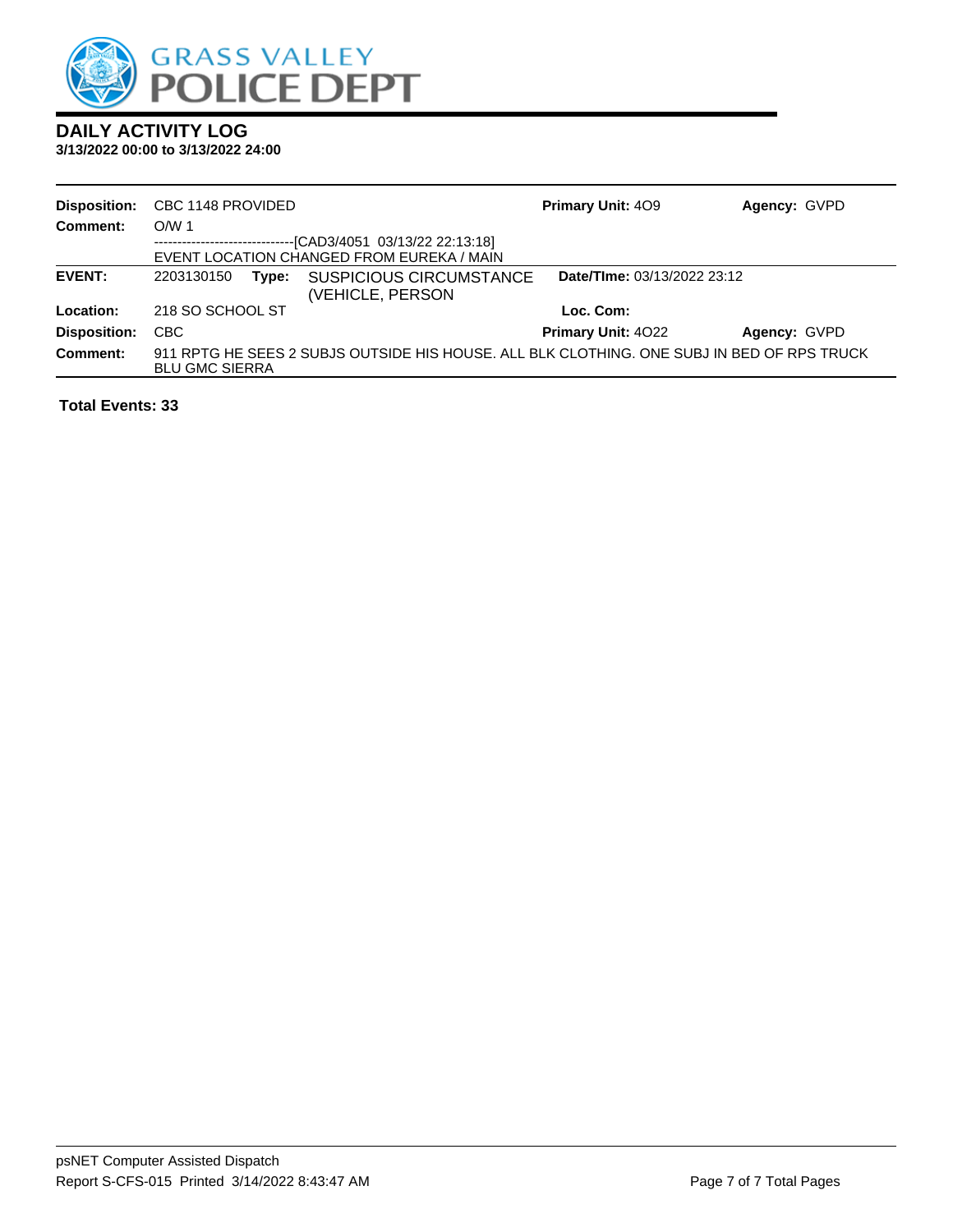GRASS VALLEY POLICE DEPT

**DAILY ACTIVITY LOG**
**3/13/2022 00:00 to 3/13/2022 24:00**

| | | | |
|---|---|---|---|
| **Disposition:** | CBC 1148 PROVIDED | **Primary Unit:** 4O9 | **Agency:** GVPD |
| **Comment:** | O/W 1<br>-------------------------------[CAD3/4051 03/13/22 22:13:18]<br>EVENT LOCATION CHANGED FROM EUREKA / MAIN | | |

| | | | |
|---|---|---|---|
| **EVENT:** | 2203130150 **Type:** SUSPICIOUS CIRCUMSTANCE (VEHICLE, PERSON | **Date/TIme:** 03/13/2022 23:12 | |
| **Location:** | 218 SO SCHOOL ST | **Loc. Com:** | |
| **Disposition:** | CBC | **Primary Unit:** 4O22 | **Agency:** GVPD |
| **Comment:** | 911 RPTG HE SEES 2 SUBJS OUTSIDE HIS HOUSE. ALL BLK CLOTHING. ONE SUBJ IN BED OF RPS TRUCK BLU GMC SIERRA | | |

**Total Events: 33**

psNET Computer Assisted Dispatch
Report S-CFS-015 Printed 3/14/2022 8:43:47 AM